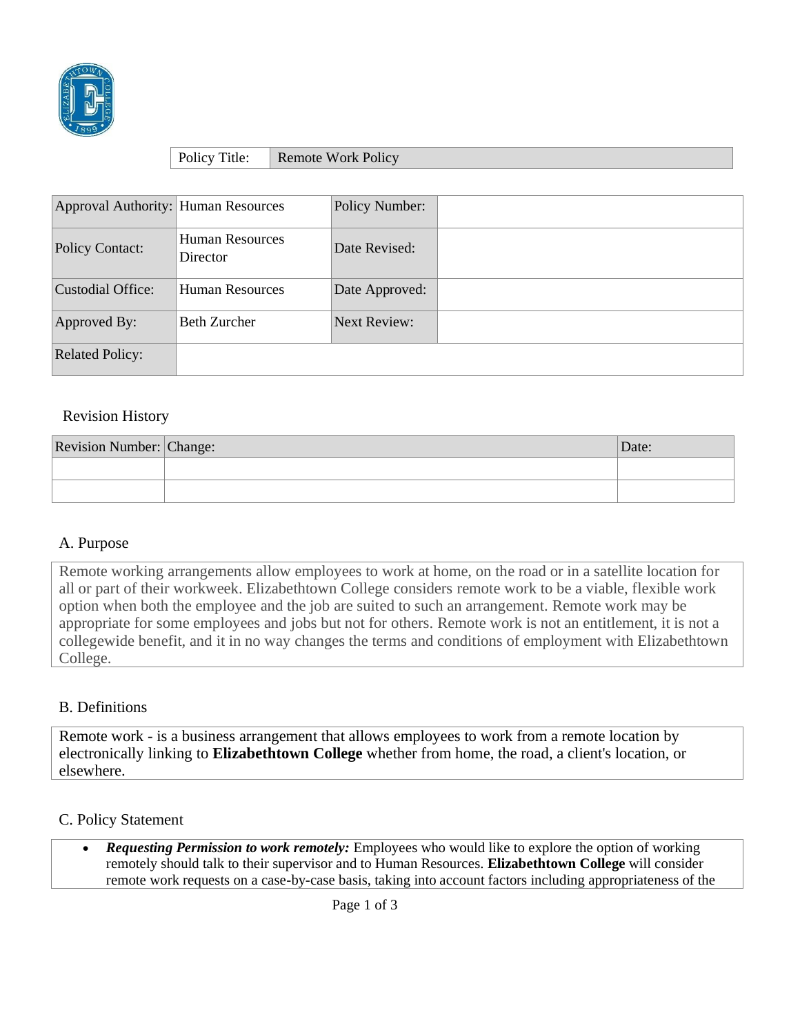| Policy Title: | Remote Work Policy |
|---|---|

| Approval Authority: | Human Resources | Policy Number: | |
|---|---|---|---|
| Policy Contact: | Human Resources Director | Date Revised: | |
| Custodial Office: | Human Resources | Date Approved: | |
| Approved By: | Beth Zurcher | Next Review: | |
| Related Policy: | | | |

## Revision History

| Revision Number: | Change: | Date: |
|---|---|---|
| | | |
| | | |

## A. Purpose

Remote working arrangements allow employees to work at home, on the road or in a satellite location for all or part of their workweek. Elizabethtown College considers remote work to be a viable, flexible work option when both the employee and the job are suited to such an arrangement. Remote work may be appropriate for some employees and jobs but not for others. Remote work is not an entitlement, it is not a collegewide benefit, and it in no way changes the terms and conditions of employment with Elizabethtown College.

## B. Definitions

Remote work - is a business arrangement that allows employees to work from a remote location by electronically linking to **Elizabethtown College** whether from home, the road, a client's location, or elsewhere.

## C. Policy Statement

- ***Requesting Permission to work remotely:*** Employees who would like to explore the option of working remotely should talk to their supervisor and to Human Resources. **Elizabethtown College** will consider remote work requests on a case-by-case basis, taking into account factors including appropriateness of the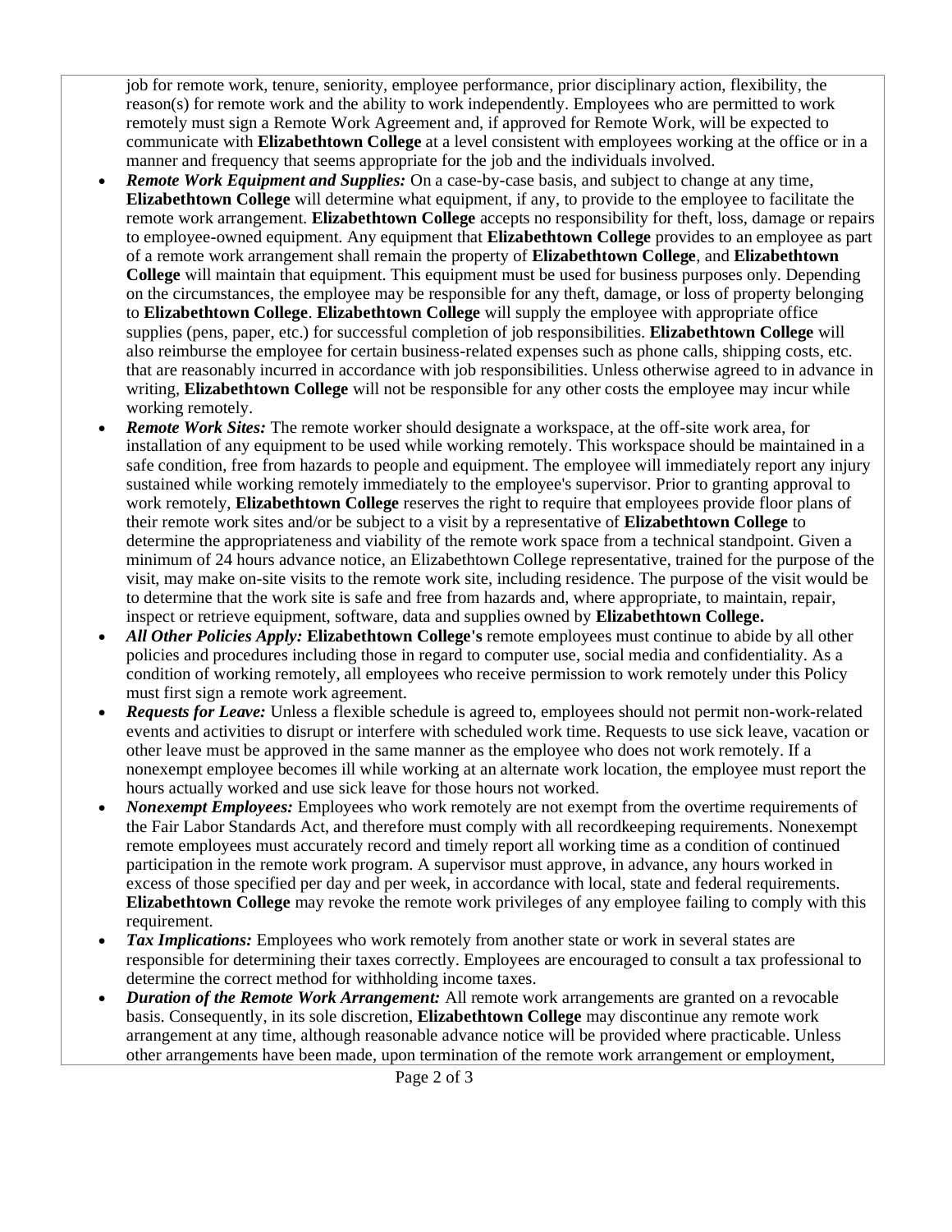job for remote work, tenure, seniority, employee performance, prior disciplinary action, flexibility, the reason(s) for remote work and the ability to work independently. Employees who are permitted to work remotely must sign a Remote Work Agreement and, if approved for Remote Work, will be expected to communicate with **Elizabethtown College** at a level consistent with employees working at the office or in a manner and frequency that seems appropriate for the job and the individuals involved.

- ***Remote Work Equipment and Supplies:*** On a case-by-case basis, and subject to change at any time, **Elizabethtown College** will determine what equipment, if any, to provide to the employee to facilitate the remote work arrangement. **Elizabethtown College** accepts no responsibility for theft, loss, damage or repairs to employee-owned equipment. Any equipment that **Elizabethtown College** provides to an employee as part of a remote work arrangement shall remain the property of **Elizabethtown College**, and **Elizabethtown College** will maintain that equipment. This equipment must be used for business purposes only. Depending on the circumstances, the employee may be responsible for any theft, damage, or loss of property belonging to **Elizabethtown College**. **Elizabethtown College** will supply the employee with appropriate office supplies (pens, paper, etc.) for successful completion of job responsibilities. **Elizabethtown College** will also reimburse the employee for certain business-related expenses such as phone calls, shipping costs, etc. that are reasonably incurred in accordance with job responsibilities. Unless otherwise agreed to in advance in writing, **Elizabethtown College** will not be responsible for any other costs the employee may incur while working remotely.
- ***Remote Work Sites:*** The remote worker should designate a workspace, at the off-site work area, for installation of any equipment to be used while working remotely. This workspace should be maintained in a safe condition, free from hazards to people and equipment. The employee will immediately report any injury sustained while working remotely immediately to the employee's supervisor. Prior to granting approval to work remotely, **Elizabethtown College** reserves the right to require that employees provide floor plans of their remote work sites and/or be subject to a visit by a representative of **Elizabethtown College** to determine the appropriateness and viability of the remote work space from a technical standpoint. Given a minimum of 24 hours advance notice, an Elizabethtown College representative, trained for the purpose of the visit, may make on-site visits to the remote work site, including residence. The purpose of the visit would be to determine that the work site is safe and free from hazards and, where appropriate, to maintain, repair, inspect or retrieve equipment, software, data and supplies owned by **Elizabethtown College.**
- ***All Other Policies Apply:*** **Elizabethtown College's** remote employees must continue to abide by all other policies and procedures including those in regard to computer use, social media and confidentiality. As a condition of working remotely, all employees who receive permission to work remotely under this Policy must first sign a remote work agreement.
- ***Requests for Leave:*** Unless a flexible schedule is agreed to, employees should not permit non-work-related events and activities to disrupt or interfere with scheduled work time. Requests to use sick leave, vacation or other leave must be approved in the same manner as the employee who does not work remotely. If a nonexempt employee becomes ill while working at an alternate work location, the employee must report the hours actually worked and use sick leave for those hours not worked.
- ***Nonexempt Employees:*** Employees who work remotely are not exempt from the overtime requirements of the Fair Labor Standards Act, and therefore must comply with all recordkeeping requirements. Nonexempt remote employees must accurately record and timely report all working time as a condition of continued participation in the remote work program. A supervisor must approve, in advance, any hours worked in excess of those specified per day and per week, in accordance with local, state and federal requirements. **Elizabethtown College** may revoke the remote work privileges of any employee failing to comply with this requirement.
- ***Tax Implications:*** Employees who work remotely from another state or work in several states are responsible for determining their taxes correctly. Employees are encouraged to consult a tax professional to determine the correct method for withholding income taxes.
- ***Duration of the Remote Work Arrangement:*** All remote work arrangements are granted on a revocable basis. Consequently, in its sole discretion, **Elizabethtown College** may discontinue any remote work arrangement at any time, although reasonable advance notice will be provided where practicable. Unless other arrangements have been made, upon termination of the remote work arrangement or employment,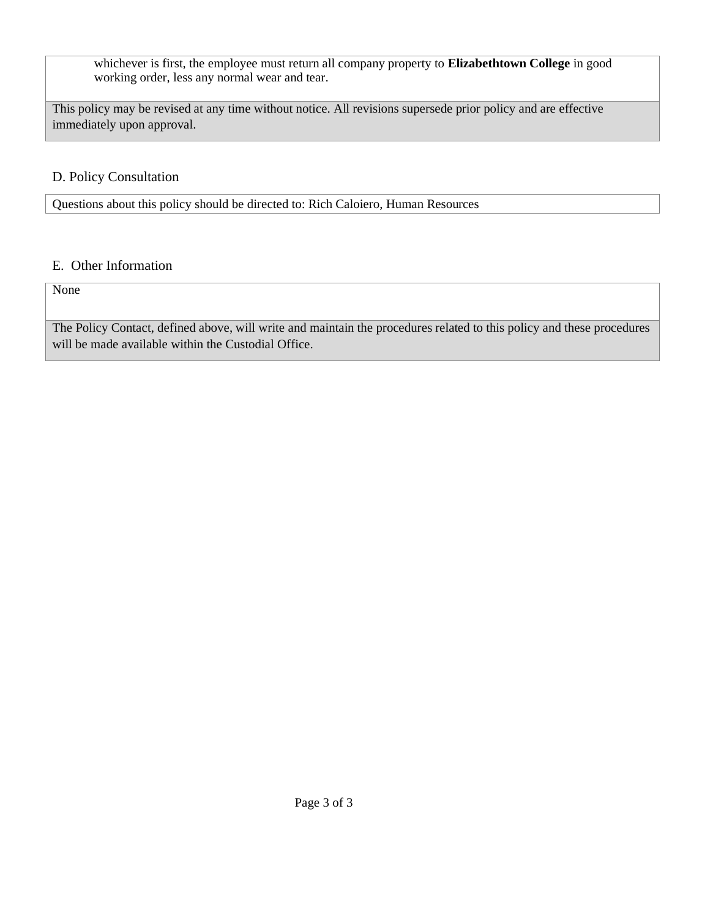whichever is first, the employee must return all company property to **Elizabethtown College** in good working order, less any normal wear and tear.

This policy may be revised at any time without notice. All revisions supersede prior policy and are effective immediately upon approval.

## D. Policy Consultation

Questions about this policy should be directed to: Rich Caloiero, Human Resources

## E. Other Information

None

The Policy Contact, defined above, will write and maintain the procedures related to this policy and these procedures will be made available within the Custodial Office.